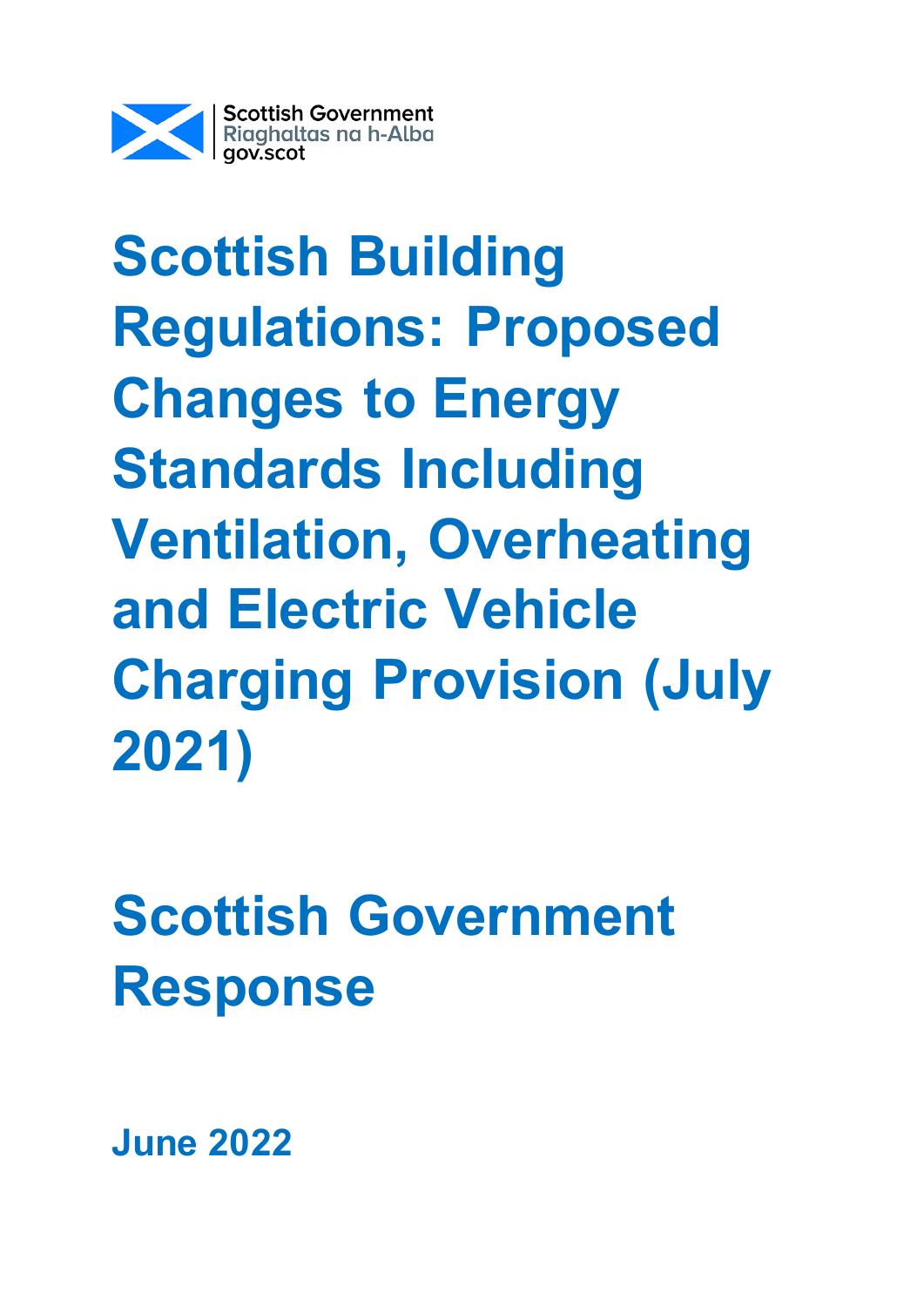Scottish Government
Riaghaltas na h-Alba
gov.scot

# Scottish Building Regulations: Proposed Changes to Energy Standards Including Ventilation, Overheating and Electric Vehicle Charging Provision (July 2021)

# Scottish Government Response

**June 2022**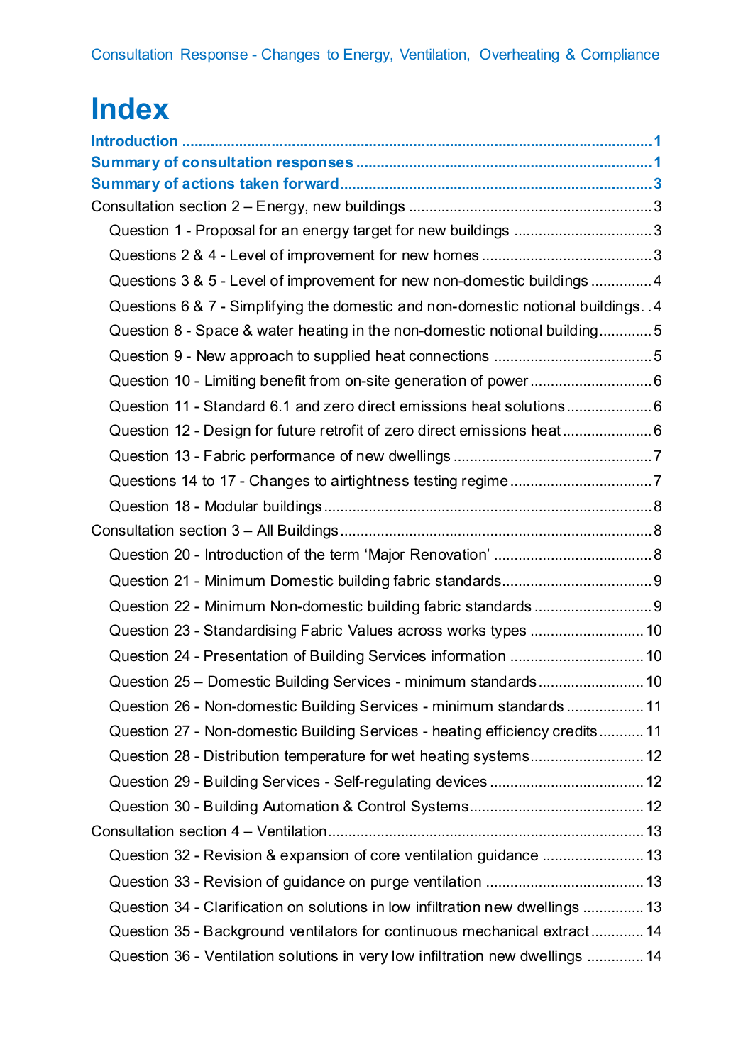# Index

**Introduction** ..... 1

**Summary of consultation responses** ..... 1

**Summary of actions taken forward** ..... 3

Consultation section 2 – Energy, new buildings ..... 3

- Question 1 - Proposal for an energy target for new buildings ..... 3
- Questions 2 & 4 - Level of improvement for new homes ..... 3
- Questions 3 & 5 - Level of improvement for new non-domestic buildings ..... 4
- Questions 6 & 7 - Simplifying the domestic and non-domestic notional buildings ..... 4
- Question 8 - Space & water heating in the non-domestic notional building ..... 5
- Question 9 - New approach to supplied heat connections ..... 5
- Question 10 - Limiting benefit from on-site generation of power ..... 6
- Question 11 - Standard 6.1 and zero direct emissions heat solutions ..... 6
- Question 12 - Design for future retrofit of zero direct emissions heat ..... 6
- Question 13 - Fabric performance of new dwellings ..... 7
- Questions 14 to 17 - Changes to airtightness testing regime ..... 7
- Question 18 - Modular buildings ..... 8

Consultation section 3 – All Buildings ..... 8

- Question 20 - Introduction of the term 'Major Renovation' ..... 8
- Question 21 - Minimum Domestic building fabric standards ..... 9
- Question 22 - Minimum Non-domestic building fabric standards ..... 9
- Question 23 - Standardising Fabric Values across works types ..... 10
- Question 24 - Presentation of Building Services information ..... 10
- Question 25 – Domestic Building Services - minimum standards ..... 10
- Question 26 - Non-domestic Building Services - minimum standards ..... 11
- Question 27 - Non-domestic Building Services - heating efficiency credits ..... 11
- Question 28 - Distribution temperature for wet heating systems ..... 12
- Question 29 - Building Services - Self-regulating devices ..... 12
- Question 30 - Building Automation & Control Systems ..... 12

Consultation section 4 – Ventilation ..... 13

- Question 32 - Revision & expansion of core ventilation guidance ..... 13
- Question 33 - Revision of guidance on purge ventilation ..... 13
- Question 34 - Clarification on solutions in low infiltration new dwellings ..... 13
- Question 35 - Background ventilators for continuous mechanical extract ..... 14
- Question 36 - Ventilation solutions in very low infiltration new dwellings ..... 14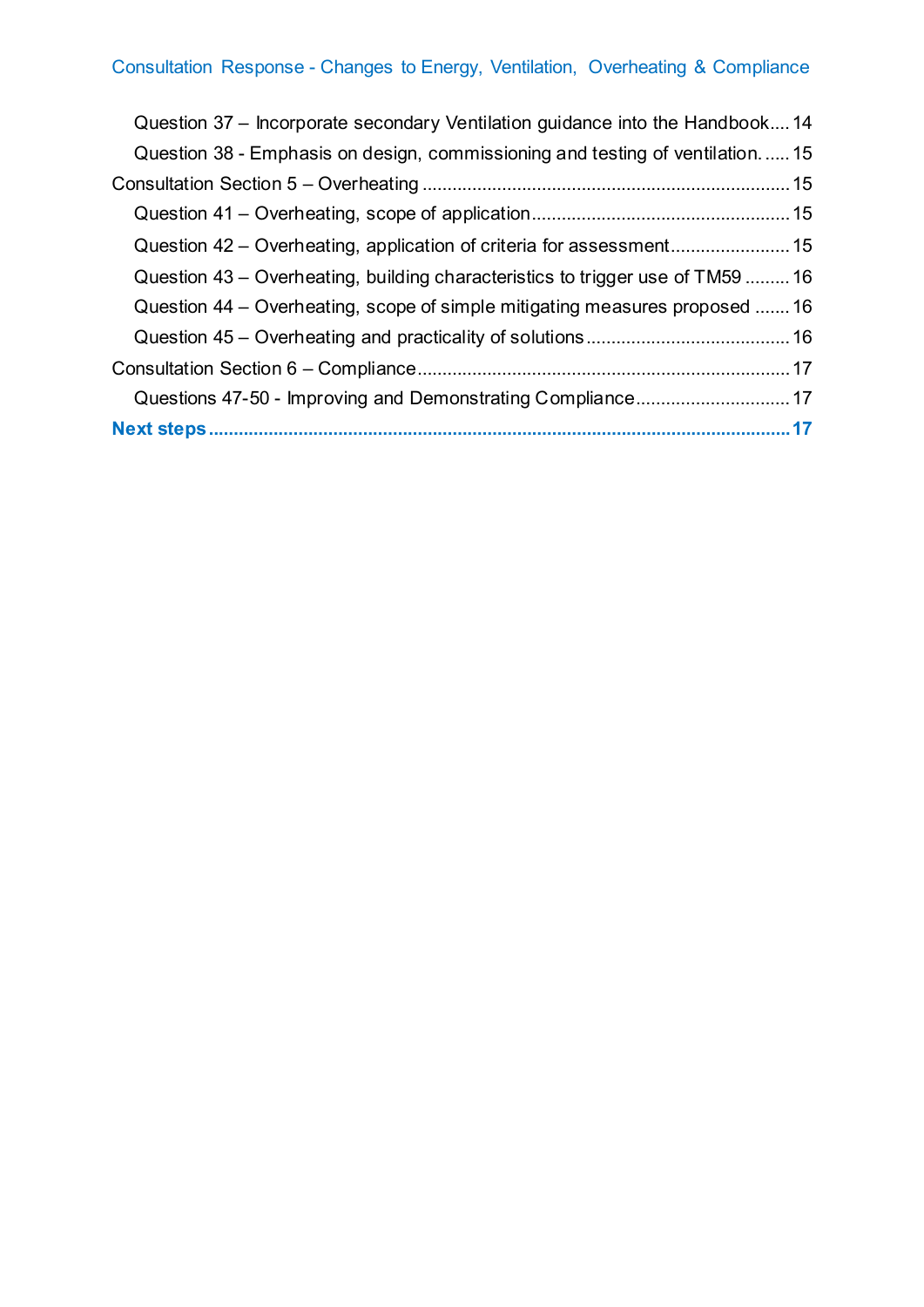Question 37 – Incorporate secondary Ventilation guidance into the Handbook.... 14

Question 38 - Emphasis on design, commissioning and testing of ventilation. ..... 15

Consultation Section 5 – Overheating ........................................................................ 15

Question 41 – Overheating, scope of application.................................................... 15

Question 42 – Overheating, application of criteria for assessment........................ 15

Question 43 – Overheating, building characteristics to trigger use of TM59 ......... 16

Question 44 – Overheating, scope of simple mitigating measures proposed ....... 16

Question 45 – Overheating and practicality of solutions......................................... 16

Consultation Section 6 – Compliance......................................................................... 17

Questions 47-50 - Improving and Demonstrating Compliance............................... 17

**Next steps.................................................................................................................... 17**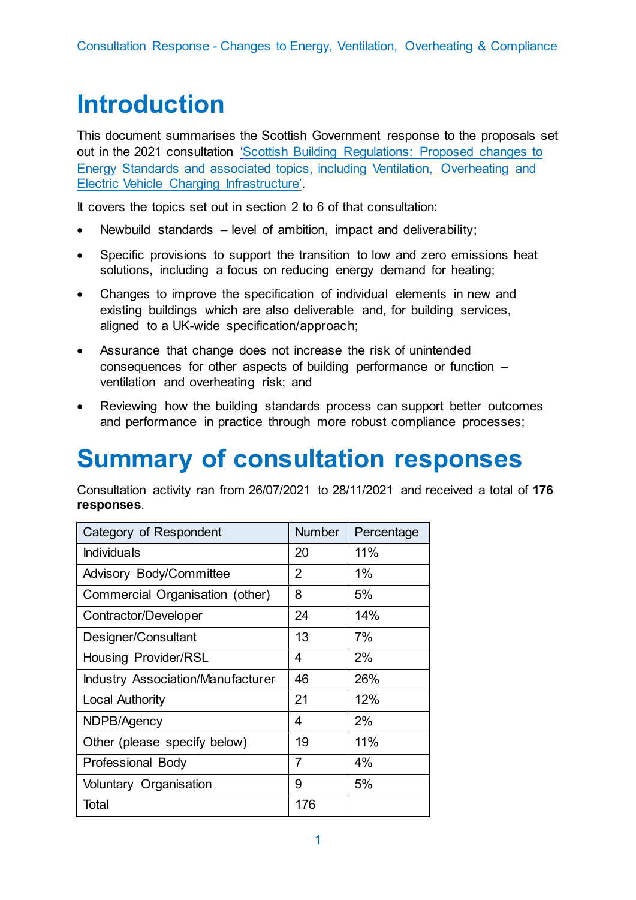# Introduction

This document summarises the Scottish Government response to the proposals set out in the 2021 consultation ['Scottish Building Regulations: Proposed changes to Energy Standards and associated topics, including Ventilation, Overheating and Electric Vehicle Charging Infrastructure'].

It covers the topics set out in section 2 to 6 of that consultation:

- Newbuild standards – level of ambition, impact and deliverability;
- Specific provisions to support the transition to low and zero emissions heat solutions, including a focus on reducing energy demand for heating;
- Changes to improve the specification of individual elements in new and existing buildings which are also deliverable and, for building services, aligned to a UK-wide specification/approach;
- Assurance that change does not increase the risk of unintended consequences for other aspects of building performance or function – ventilation and overheating risk; and
- Reviewing how the building standards process can support better outcomes and performance in practice through more robust compliance processes;

# Summary of consultation responses

Consultation activity ran from 26/07/2021 to 28/11/2021 and received a total of **176 responses**.

| Category of Respondent | Number | Percentage |
|---|---|---|
| Individuals | 20 | 11% |
| Advisory Body/Committee | 2 | 1% |
| Commercial Organisation (other) | 8 | 5% |
| Contractor/Developer | 24 | 14% |
| Designer/Consultant | 13 | 7% |
| Housing Provider/RSL | 4 | 2% |
| Industry Association/Manufacturer | 46 | 26% |
| Local Authority | 21 | 12% |
| NDPB/Agency | 4 | 2% |
| Other (please specify below) | 19 | 11% |
| Professional Body | 7 | 4% |
| Voluntary Organisation | 9 | 5% |
| Total | 176 | |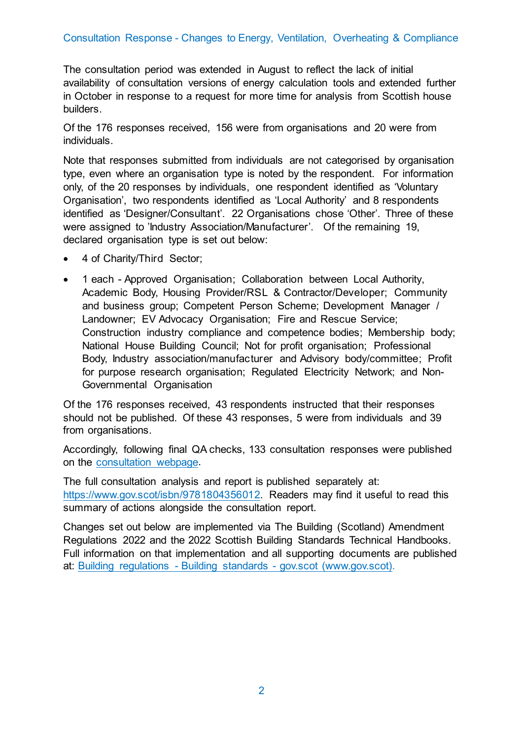The consultation period was extended in August to reflect the lack of initial availability of consultation versions of energy calculation tools and extended further in October in response to a request for more time for analysis from Scottish house builders.

Of the 176 responses received, 156 were from organisations and 20 were from individuals.

Note that responses submitted from individuals are not categorised by organisation type, even where an organisation type is noted by the respondent. For information only, of the 20 responses by individuals, one respondent identified as 'Voluntary Organisation', two respondents identified as 'Local Authority' and 8 respondents identified as 'Designer/Consultant'. 22 Organisations chose 'Other'. Three of these were assigned to 'Industry Association/Manufacturer'. Of the remaining 19, declared organisation type is set out below:

- 4 of Charity/Third Sector;
- 1 each - Approved Organisation; Collaboration between Local Authority, Academic Body, Housing Provider/RSL & Contractor/Developer; Community and business group; Competent Person Scheme; Development Manager / Landowner; EV Advocacy Organisation; Fire and Rescue Service; Construction industry compliance and competence bodies; Membership body; National House Building Council; Not for profit organisation; Professional Body, Industry association/manufacturer and Advisory body/committee; Profit for purpose research organisation; Regulated Electricity Network; and Non-Governmental Organisation

Of the 176 responses received, 43 respondents instructed that their responses should not be published. Of these 43 responses, 5 were from individuals and 39 from organisations.

Accordingly, following final QA checks, 133 consultation responses were published on the consultation webpage.

The full consultation analysis and report is published separately at: https://www.gov.scot/isbn/9781804356012. Readers may find it useful to read this summary of actions alongside the consultation report.

Changes set out below are implemented via The Building (Scotland) Amendment Regulations 2022 and the 2022 Scottish Building Standards Technical Handbooks. Full information on that implementation and all supporting documents are published at: Building regulations - Building standards - gov.scot (www.gov.scot).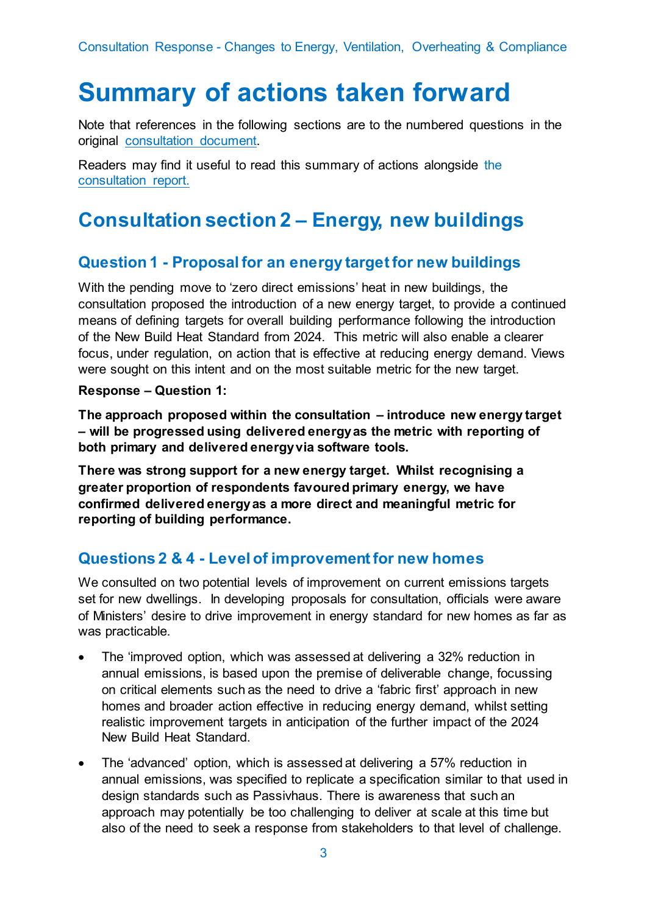# Summary of actions taken forward

Note that references in the following sections are to the numbered questions in the original consultation document.

Readers may find it useful to read this summary of actions alongside the consultation report.

## Consultation section 2 – Energy, new buildings

### Question 1 - Proposal for an energy target for new buildings

With the pending move to 'zero direct emissions' heat in new buildings, the consultation proposed the introduction of a new energy target, to provide a continued means of defining targets for overall building performance following the introduction of the New Build Heat Standard from 2024. This metric will also enable a clearer focus, under regulation, on action that is effective at reducing energy demand. Views were sought on this intent and on the most suitable metric for the new target.

**Response – Question 1:**

**The approach proposed within the consultation – introduce new energy target – will be progressed using delivered energy as the metric with reporting of both primary and delivered energy via software tools.**

**There was strong support for a new energy target. Whilst recognising a greater proportion of respondents favoured primary energy, we have confirmed delivered energy as a more direct and meaningful metric for reporting of building performance.**

### Questions 2 & 4 - Level of improvement for new homes

We consulted on two potential levels of improvement on current emissions targets set for new dwellings. In developing proposals for consultation, officials were aware of Ministers' desire to drive improvement in energy standard for new homes as far as was practicable.

- The 'improved option, which was assessed at delivering a 32% reduction in annual emissions, is based upon the premise of deliverable change, focussing on critical elements such as the need to drive a 'fabric first' approach in new homes and broader action effective in reducing energy demand, whilst setting realistic improvement targets in anticipation of the further impact of the 2024 New Build Heat Standard.
- The 'advanced' option, which is assessed at delivering a 57% reduction in annual emissions, was specified to replicate a specification similar to that used in design standards such as Passivhaus. There is awareness that such an approach may potentially be too challenging to deliver at scale at this time but also of the need to seek a response from stakeholders to that level of challenge.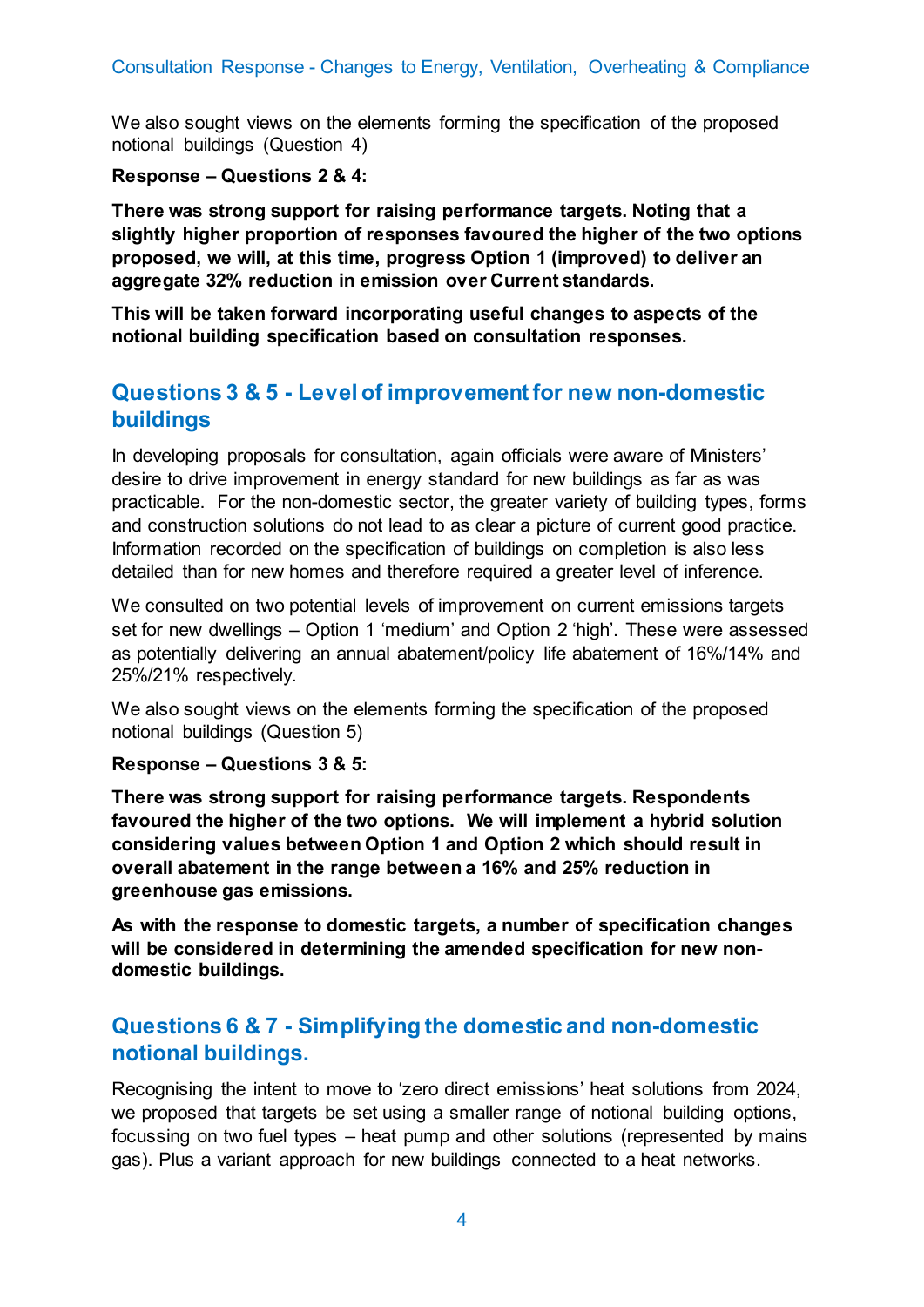We also sought views on the elements forming the specification of the proposed notional buildings (Question 4)

**Response – Questions 2 & 4:**

**There was strong support for raising performance targets. Noting that a slightly higher proportion of responses favoured the higher of the two options proposed, we will, at this time, progress Option 1 (improved) to deliver an aggregate 32% reduction in emission over Current standards.**

**This will be taken forward incorporating useful changes to aspects of the notional building specification based on consultation responses.**

## Questions 3 & 5 - Level of improvement for new non-domestic buildings

In developing proposals for consultation, again officials were aware of Ministers' desire to drive improvement in energy standard for new buildings as far as was practicable. For the non-domestic sector, the greater variety of building types, forms and construction solutions do not lead to as clear a picture of current good practice. Information recorded on the specification of buildings on completion is also less detailed than for new homes and therefore required a greater level of inference.

We consulted on two potential levels of improvement on current emissions targets set for new dwellings – Option 1 'medium' and Option 2 'high'. These were assessed as potentially delivering an annual abatement/policy life abatement of 16%/14% and 25%/21% respectively.

We also sought views on the elements forming the specification of the proposed notional buildings (Question 5)

**Response – Questions 3 & 5:**

**There was strong support for raising performance targets. Respondents favoured the higher of the two options. We will implement a hybrid solution considering values between Option 1 and Option 2 which should result in overall abatement in the range between a 16% and 25% reduction in greenhouse gas emissions.**

**As with the response to domestic targets, a number of specification changes will be considered in determining the amended specification for new non-domestic buildings.**

## Questions 6 & 7 - Simplifying the domestic and non-domestic notional buildings.

Recognising the intent to move to 'zero direct emissions' heat solutions from 2024, we proposed that targets be set using a smaller range of notional building options, focussing on two fuel types – heat pump and other solutions (represented by mains gas). Plus a variant approach for new buildings connected to a heat networks.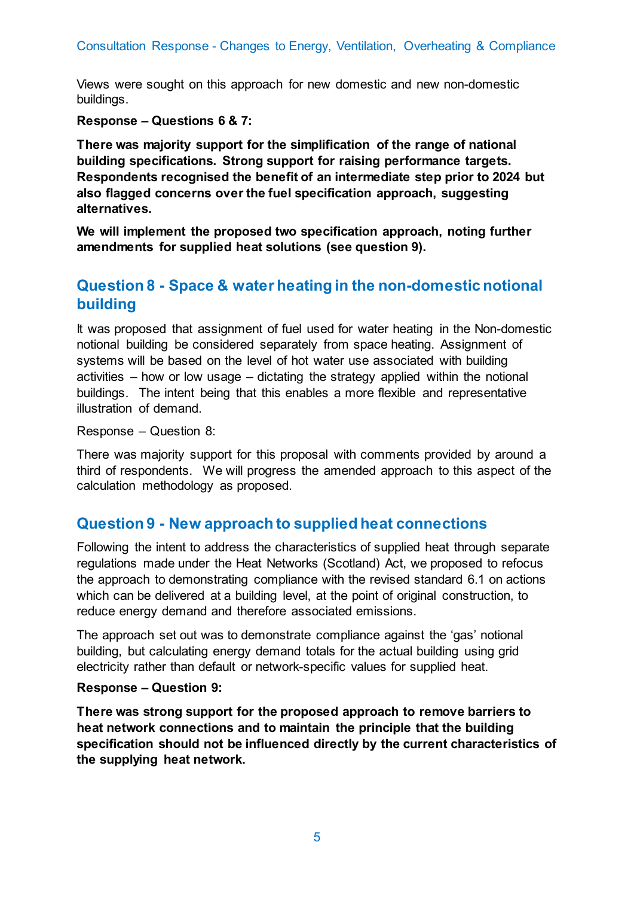Views were sought on this approach for new domestic and new non-domestic buildings.

**Response – Questions 6 & 7:**

**There was majority support for the simplification of the range of national building specifications. Strong support for raising performance targets. Respondents recognised the benefit of an intermediate step prior to 2024 but also flagged concerns over the fuel specification approach, suggesting alternatives.**

**We will implement the proposed two specification approach, noting further amendments for supplied heat solutions (see question 9).**

## Question 8 - Space & water heating in the non-domestic notional building

It was proposed that assignment of fuel used for water heating in the Non-domestic notional building be considered separately from space heating. Assignment of systems will be based on the level of hot water use associated with building activities – how or low usage – dictating the strategy applied within the notional buildings. The intent being that this enables a more flexible and representative illustration of demand.

Response – Question 8:

There was majority support for this proposal with comments provided by around a third of respondents. We will progress the amended approach to this aspect of the calculation methodology as proposed.

## Question 9 - New approach to supplied heat connections

Following the intent to address the characteristics of supplied heat through separate regulations made under the Heat Networks (Scotland) Act, we proposed to refocus the approach to demonstrating compliance with the revised standard 6.1 on actions which can be delivered at a building level, at the point of original construction, to reduce energy demand and therefore associated emissions.

The approach set out was to demonstrate compliance against the 'gas' notional building, but calculating energy demand totals for the actual building using grid electricity rather than default or network-specific values for supplied heat.

**Response – Question 9:**

**There was strong support for the proposed approach to remove barriers to heat network connections and to maintain the principle that the building specification should not be influenced directly by the current characteristics of the supplying heat network.**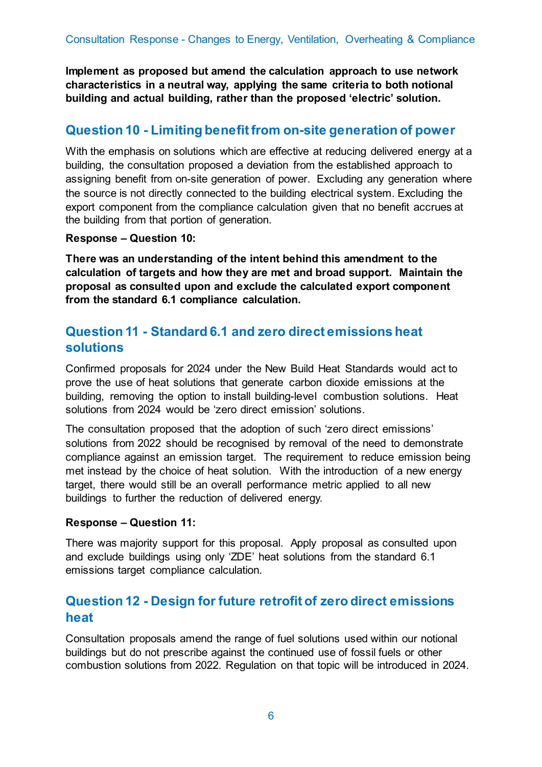**Implement as proposed but amend the calculation approach to use network characteristics in a neutral way, applying the same criteria to both notional building and actual building, rather than the proposed 'electric' solution.**

## Question 10 - Limiting benefit from on-site generation of power

With the emphasis on solutions which are effective at reducing delivered energy at a building, the consultation proposed a deviation from the established approach to assigning benefit from on-site generation of power. Excluding any generation where the source is not directly connected to the building electrical system. Excluding the export component from the compliance calculation given that no benefit accrues at the building from that portion of generation.

**Response – Question 10:**

**There was an understanding of the intent behind this amendment to the calculation of targets and how they are met and broad support. Maintain the proposal as consulted upon and exclude the calculated export component from the standard 6.1 compliance calculation.**

## Question 11 - Standard 6.1 and zero direct emissions heat solutions

Confirmed proposals for 2024 under the New Build Heat Standards would act to prove the use of heat solutions that generate carbon dioxide emissions at the building, removing the option to install building-level combustion solutions. Heat solutions from 2024 would be 'zero direct emission' solutions.

The consultation proposed that the adoption of such 'zero direct emissions' solutions from 2022 should be recognised by removal of the need to demonstrate compliance against an emission target. The requirement to reduce emission being met instead by the choice of heat solution. With the introduction of a new energy target, there would still be an overall performance metric applied to all new buildings to further the reduction of delivered energy.

**Response – Question 11:**

There was majority support for this proposal. Apply proposal as consulted upon and exclude buildings using only 'ZDE' heat solutions from the standard 6.1 emissions target compliance calculation.

## Question 12 - Design for future retrofit of zero direct emissions heat

Consultation proposals amend the range of fuel solutions used within our notional buildings but do not prescribe against the continued use of fossil fuels or other combustion solutions from 2022. Regulation on that topic will be introduced in 2024.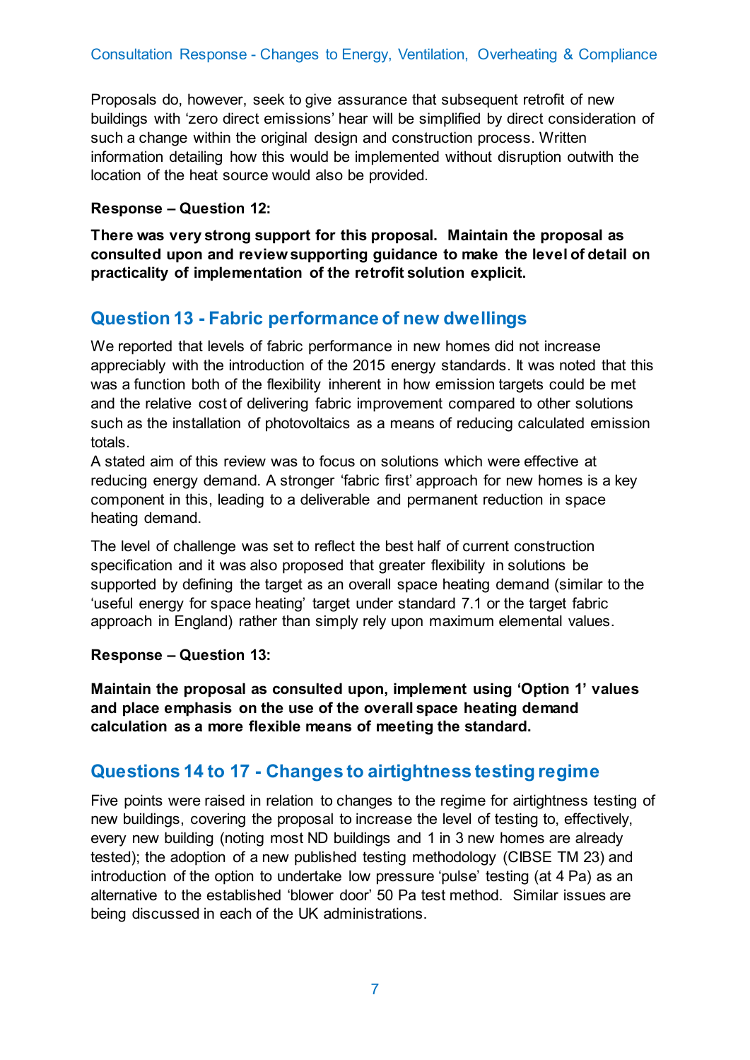Proposals do, however, seek to give assurance that subsequent retrofit of new buildings with 'zero direct emissions' hear will be simplified by direct consideration of such a change within the original design and construction process. Written information detailing how this would be implemented without disruption outwith the location of the heat source would also be provided.

**Response – Question 12:**

**There was very strong support for this proposal. Maintain the proposal as consulted upon and review supporting guidance to make the level of detail on practicality of implementation of the retrofit solution explicit.**

## Question 13 - Fabric performance of new dwellings

We reported that levels of fabric performance in new homes did not increase appreciably with the introduction of the 2015 energy standards. It was noted that this was a function both of the flexibility inherent in how emission targets could be met and the relative cost of delivering fabric improvement compared to other solutions such as the installation of photovoltaics as a means of reducing calculated emission totals.

A stated aim of this review was to focus on solutions which were effective at reducing energy demand. A stronger 'fabric first' approach for new homes is a key component in this, leading to a deliverable and permanent reduction in space heating demand.

The level of challenge was set to reflect the best half of current construction specification and it was also proposed that greater flexibility in solutions be supported by defining the target as an overall space heating demand (similar to the 'useful energy for space heating' target under standard 7.1 or the target fabric approach in England) rather than simply rely upon maximum elemental values.

**Response – Question 13:**

**Maintain the proposal as consulted upon, implement using 'Option 1' values and place emphasis on the use of the overall space heating demand calculation as a more flexible means of meeting the standard.**

## Questions 14 to 17 - Changes to airtightness testing regime

Five points were raised in relation to changes to the regime for airtightness testing of new buildings, covering the proposal to increase the level of testing to, effectively, every new building (noting most ND buildings and 1 in 3 new homes are already tested); the adoption of a new published testing methodology (CIBSE TM 23) and introduction of the option to undertake low pressure 'pulse' testing (at 4 Pa) as an alternative to the established 'blower door' 50 Pa test method. Similar issues are being discussed in each of the UK administrations.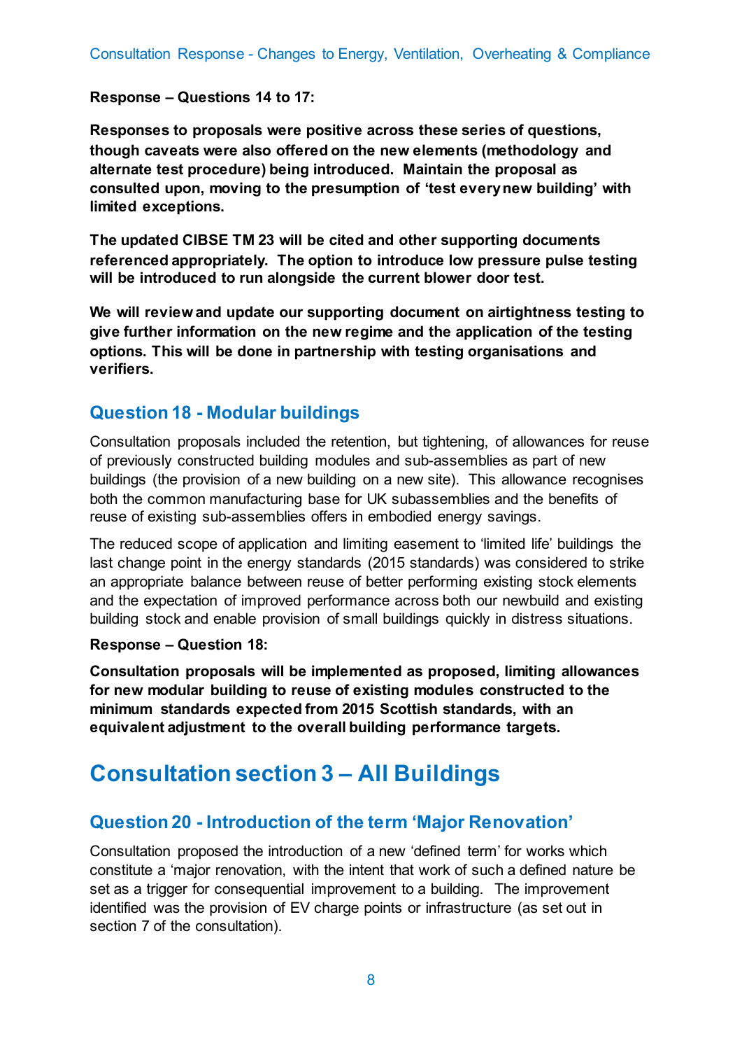**Response – Questions 14 to 17:**

**Responses to proposals were positive across these series of questions, though caveats were also offered on the new elements (methodology and alternate test procedure) being introduced. Maintain the proposal as consulted upon, moving to the presumption of 'test every new building' with limited exceptions.**

**The updated CIBSE TM 23 will be cited and other supporting documents referenced appropriately. The option to introduce low pressure pulse testing will be introduced to run alongside the current blower door test.**

**We will review and update our supporting document on airtightness testing to give further information on the new regime and the application of the testing options. This will be done in partnership with testing organisations and verifiers.**

## Question 18 - Modular buildings

Consultation proposals included the retention, but tightening, of allowances for reuse of previously constructed building modules and sub-assemblies as part of new buildings (the provision of a new building on a new site). This allowance recognises both the common manufacturing base for UK subassemblies and the benefits of reuse of existing sub-assemblies offers in embodied energy savings.

The reduced scope of application and limiting easement to 'limited life' buildings the last change point in the energy standards (2015 standards) was considered to strike an appropriate balance between reuse of better performing existing stock elements and the expectation of improved performance across both our newbuild and existing building stock and enable provision of small buildings quickly in distress situations.

**Response – Question 18:**

**Consultation proposals will be implemented as proposed, limiting allowances for new modular building to reuse of existing modules constructed to the minimum standards expected from 2015 Scottish standards, with an equivalent adjustment to the overall building performance targets.**

# Consultation section 3 – All Buildings

## Question 20 - Introduction of the term 'Major Renovation'

Consultation proposed the introduction of a new 'defined term' for works which constitute a 'major renovation, with the intent that work of such a defined nature be set as a trigger for consequential improvement to a building. The improvement identified was the provision of EV charge points or infrastructure (as set out in section 7 of the consultation).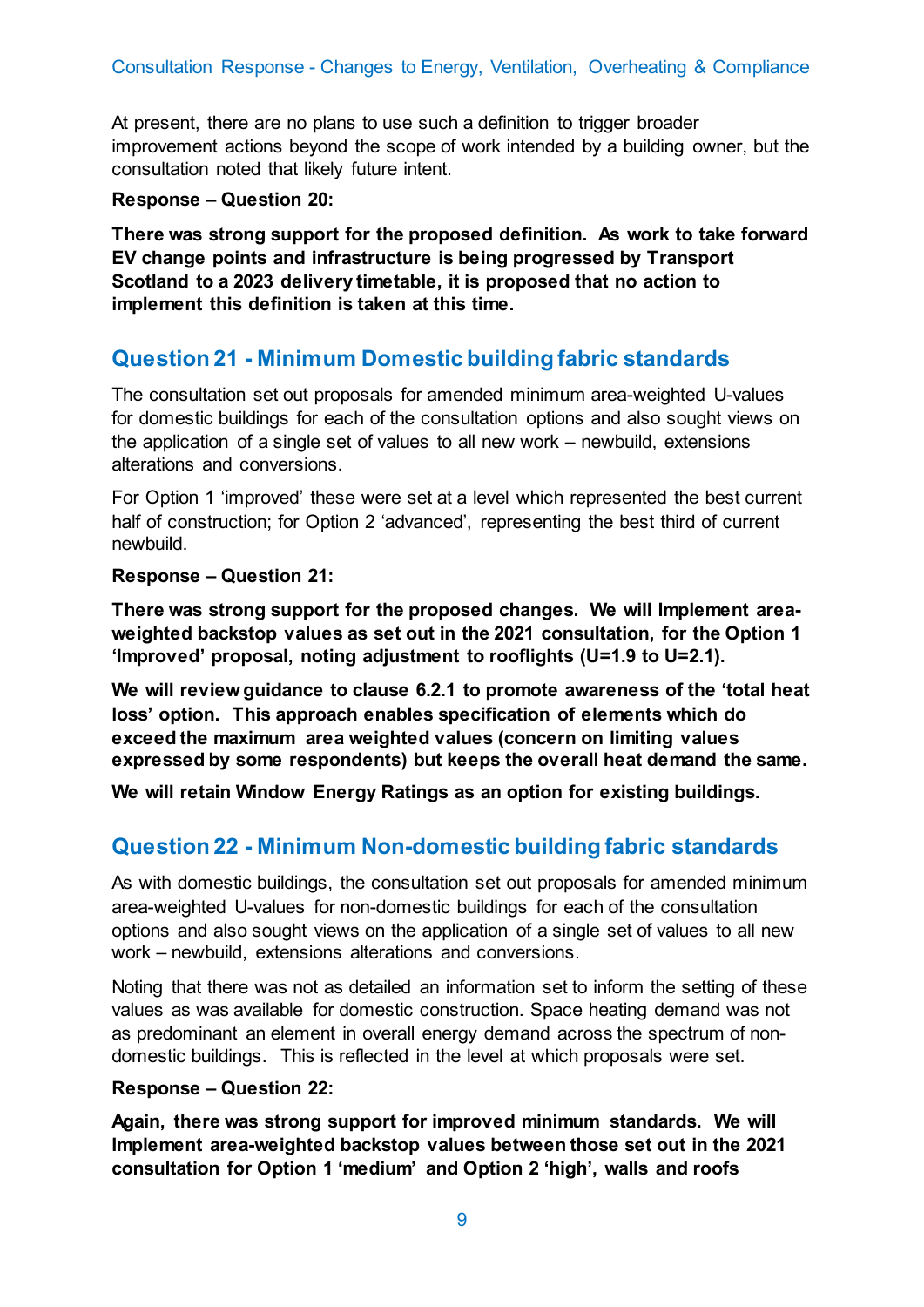At present, there are no plans to use such a definition to trigger broader improvement actions beyond the scope of work intended by a building owner, but the consultation noted that likely future intent.

**Response – Question 20:**

**There was strong support for the proposed definition. As work to take forward EV change points and infrastructure is being progressed by Transport Scotland to a 2023 delivery timetable, it is proposed that no action to implement this definition is taken at this time.**

## Question 21 - Minimum Domestic building fabric standards

The consultation set out proposals for amended minimum area-weighted U-values for domestic buildings for each of the consultation options and also sought views on the application of a single set of values to all new work – newbuild, extensions alterations and conversions.

For Option 1 'improved' these were set at a level which represented the best current half of construction; for Option 2 'advanced', representing the best third of current newbuild.

**Response – Question 21:**

**There was strong support for the proposed changes. We will Implement area-weighted backstop values as set out in the 2021 consultation, for the Option 1 'Improved' proposal, noting adjustment to rooflights (U=1.9 to U=2.1).**

**We will review guidance to clause 6.2.1 to promote awareness of the 'total heat loss' option. This approach enables specification of elements which do exceed the maximum area weighted values (concern on limiting values expressed by some respondents) but keeps the overall heat demand the same.**

**We will retain Window Energy Ratings as an option for existing buildings.**

## Question 22 - Minimum Non-domestic building fabric standards

As with domestic buildings, the consultation set out proposals for amended minimum area-weighted U-values for non-domestic buildings for each of the consultation options and also sought views on the application of a single set of values to all new work – newbuild, extensions alterations and conversions.

Noting that there was not as detailed an information set to inform the setting of these values as was available for domestic construction. Space heating demand was not as predominant an element in overall energy demand across the spectrum of non-domestic buildings. This is reflected in the level at which proposals were set.

**Response – Question 22:**

**Again, there was strong support for improved minimum standards. We will Implement area-weighted backstop values between those set out in the 2021 consultation for Option 1 'medium' and Option 2 'high', walls and roofs**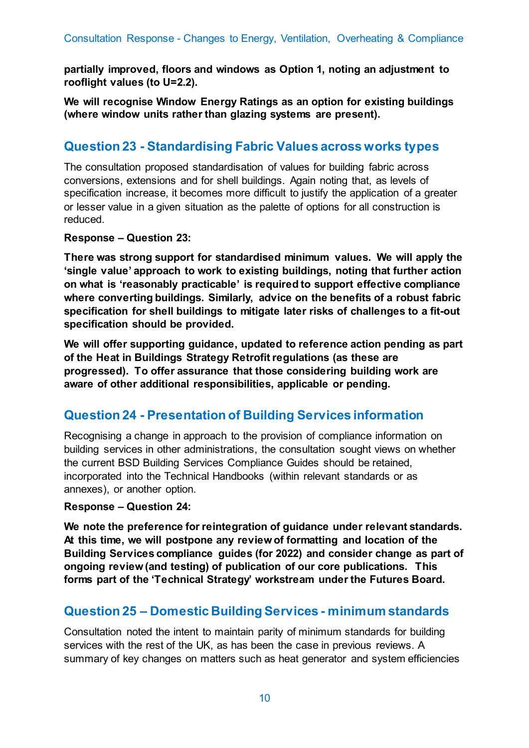**partially improved, floors and windows as Option 1, noting an adjustment to rooflight values (to U=2.2).**

**We will recognise Window Energy Ratings as an option for existing buildings (where window units rather than glazing systems are present).**

## Question 23 - Standardising Fabric Values across works types

The consultation proposed standardisation of values for building fabric across conversions, extensions and for shell buildings. Again noting that, as levels of specification increase, it becomes more difficult to justify the application of a greater or lesser value in a given situation as the palette of options for all construction is reduced.

**Response – Question 23:**

**There was strong support for standardised minimum values. We will apply the 'single value' approach to work to existing buildings, noting that further action on what is 'reasonably practicable' is required to support effective compliance where converting buildings. Similarly, advice on the benefits of a robust fabric specification for shell buildings to mitigate later risks of challenges to a fit-out specification should be provided.**

**We will offer supporting guidance, updated to reference action pending as part of the Heat in Buildings Strategy Retrofit regulations (as these are progressed). To offer assurance that those considering building work are aware of other additional responsibilities, applicable or pending.**

## Question 24 - Presentation of Building Services information

Recognising a change in approach to the provision of compliance information on building services in other administrations, the consultation sought views on whether the current BSD Building Services Compliance Guides should be retained, incorporated into the Technical Handbooks (within relevant standards or as annexes), or another option.

**Response – Question 24:**

**We note the preference for reintegration of guidance under relevant standards. At this time, we will postpone any review of formatting and location of the Building Services compliance guides (for 2022) and consider change as part of ongoing review (and testing) of publication of our core publications. This forms part of the 'Technical Strategy' workstream under the Futures Board.**

## Question 25 – Domestic Building Services - minimum standards

Consultation noted the intent to maintain parity of minimum standards for building services with the rest of the UK, as has been the case in previous reviews. A summary of key changes on matters such as heat generator and system efficiencies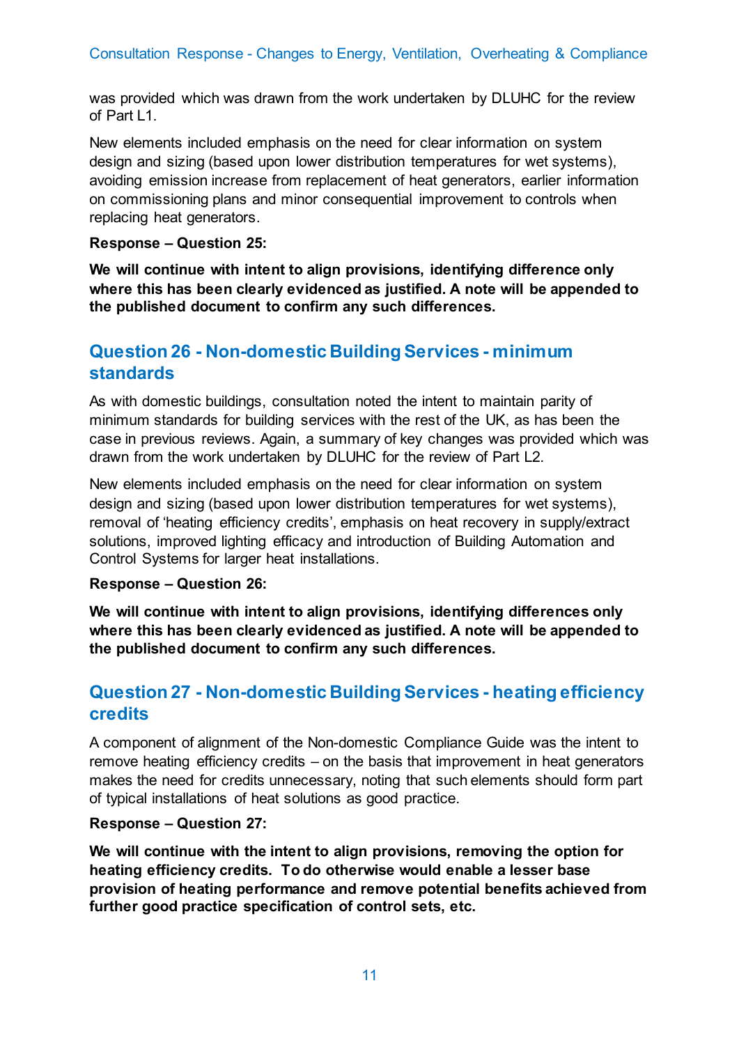was provided which was drawn from the work undertaken by DLUHC for the review of Part L1.

New elements included emphasis on the need for clear information on system design and sizing (based upon lower distribution temperatures for wet systems), avoiding emission increase from replacement of heat generators, earlier information on commissioning plans and minor consequential improvement to controls when replacing heat generators.

**Response – Question 25:**

**We will continue with intent to align provisions, identifying difference only where this has been clearly evidenced as justified. A note will be appended to the published document to confirm any such differences.**

## Question 26 - Non-domestic Building Services - minimum standards

As with domestic buildings, consultation noted the intent to maintain parity of minimum standards for building services with the rest of the UK, as has been the case in previous reviews. Again, a summary of key changes was provided which was drawn from the work undertaken by DLUHC for the review of Part L2.

New elements included emphasis on the need for clear information on system design and sizing (based upon lower distribution temperatures for wet systems), removal of 'heating efficiency credits', emphasis on heat recovery in supply/extract solutions, improved lighting efficacy and introduction of Building Automation and Control Systems for larger heat installations.

**Response – Question 26:**

**We will continue with intent to align provisions, identifying differences only where this has been clearly evidenced as justified. A note will be appended to the published document to confirm any such differences.**

## Question 27 - Non-domestic Building Services - heating efficiency credits

A component of alignment of the Non-domestic Compliance Guide was the intent to remove heating efficiency credits – on the basis that improvement in heat generators makes the need for credits unnecessary, noting that such elements should form part of typical installations of heat solutions as good practice.

**Response – Question 27:**

**We will continue with the intent to align provisions, removing the option for heating efficiency credits. To do otherwise would enable a lesser base provision of heating performance and remove potential benefits achieved from further good practice specification of control sets, etc.**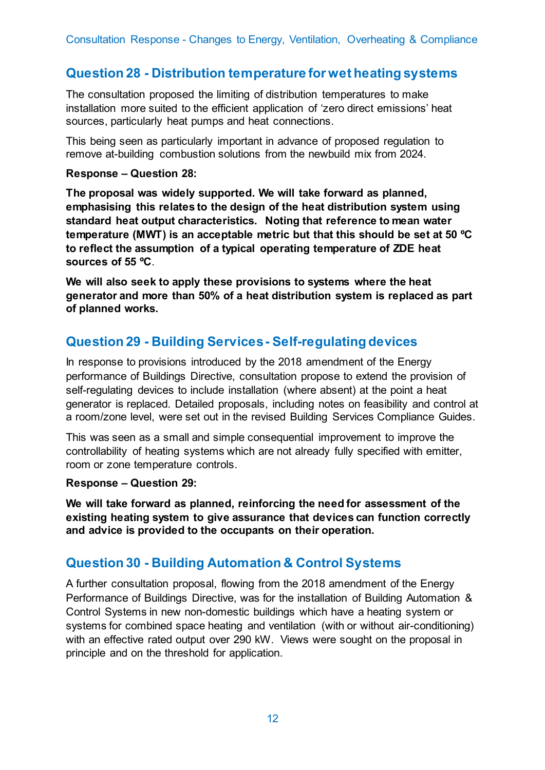## Question 28 - Distribution temperature for wet heating systems

The consultation proposed the limiting of distribution temperatures to make installation more suited to the efficient application of 'zero direct emissions' heat sources, particularly heat pumps and heat connections.

This being seen as particularly important in advance of proposed regulation to remove at-building combustion solutions from the newbuild mix from 2024.

**Response – Question 28:**

**The proposal was widely supported. We will take forward as planned, emphasising this relates to the design of the heat distribution system using standard heat output characteristics. Noting that reference to mean water temperature (MWT) is an acceptable metric but that this should be set at 50 ºC to reflect the assumption of a typical operating temperature of ZDE heat sources of 55 ºC**.

**We will also seek to apply these provisions to systems where the heat generator and more than 50% of a heat distribution system is replaced as part of planned works.**

## Question 29 - Building Services - Self-regulating devices

In response to provisions introduced by the 2018 amendment of the Energy performance of Buildings Directive, consultation propose to extend the provision of self-regulating devices to include installation (where absent) at the point a heat generator is replaced. Detailed proposals, including notes on feasibility and control at a room/zone level, were set out in the revised Building Services Compliance Guides.

This was seen as a small and simple consequential improvement to improve the controllability of heating systems which are not already fully specified with emitter, room or zone temperature controls.

**Response – Question 29:**

**We will take forward as planned, reinforcing the need for assessment of the existing heating system to give assurance that devices can function correctly and advice is provided to the occupants on their operation.**

## Question 30 - Building Automation & Control Systems

A further consultation proposal, flowing from the 2018 amendment of the Energy Performance of Buildings Directive, was for the installation of Building Automation & Control Systems in new non-domestic buildings which have a heating system or systems for combined space heating and ventilation (with or without air-conditioning) with an effective rated output over 290 kW. Views were sought on the proposal in principle and on the threshold for application.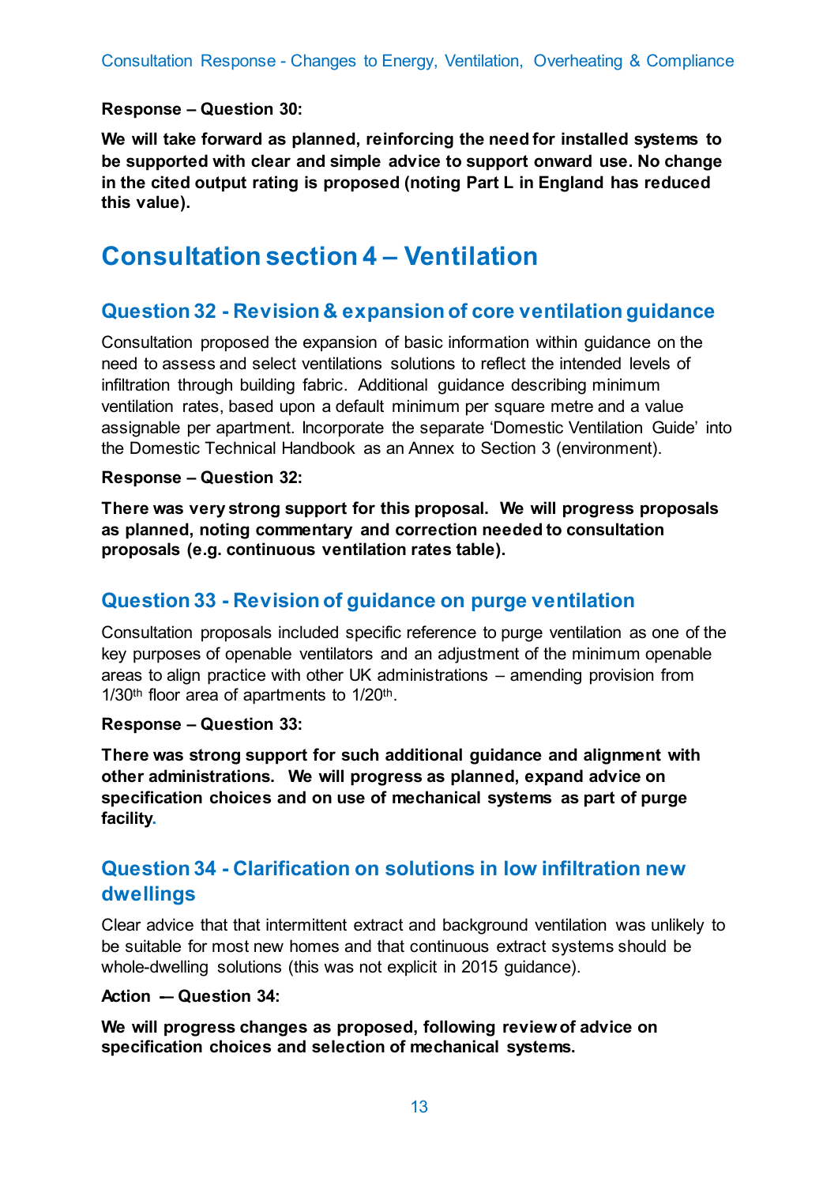**Response – Question 30:**

**We will take forward as planned, reinforcing the need for installed systems to be supported with clear and simple advice to support onward use. No change in the cited output rating is proposed (noting Part L in England has reduced this value).**

# Consultation section 4 – Ventilation

## Question 32 - Revision & expansion of core ventilation guidance

Consultation proposed the expansion of basic information within guidance on the need to assess and select ventilations solutions to reflect the intended levels of infiltration through building fabric. Additional guidance describing minimum ventilation rates, based upon a default minimum per square metre and a value assignable per apartment. Incorporate the separate 'Domestic Ventilation Guide' into the Domestic Technical Handbook as an Annex to Section 3 (environment).

**Response – Question 32:**

**There was very strong support for this proposal. We will progress proposals as planned, noting commentary and correction needed to consultation proposals (e.g. continuous ventilation rates table).**

## Question 33 - Revision of guidance on purge ventilation

Consultation proposals included specific reference to purge ventilation as one of the key purposes of openable ventilators and an adjustment of the minimum openable areas to align practice with other UK administrations – amending provision from 1/30th floor area of apartments to 1/20th.

**Response – Question 33:**

**There was strong support for such additional guidance and alignment with other administrations. We will progress as planned, expand advice on specification choices and on use of mechanical systems as part of purge facility.**

## Question 34 - Clarification on solutions in low infiltration new dwellings

Clear advice that that intermittent extract and background ventilation was unlikely to be suitable for most new homes and that continuous extract systems should be whole-dwelling solutions (this was not explicit in 2015 guidance).

**Action — Question 34:**

**We will progress changes as proposed, following review of advice on specification choices and selection of mechanical systems.**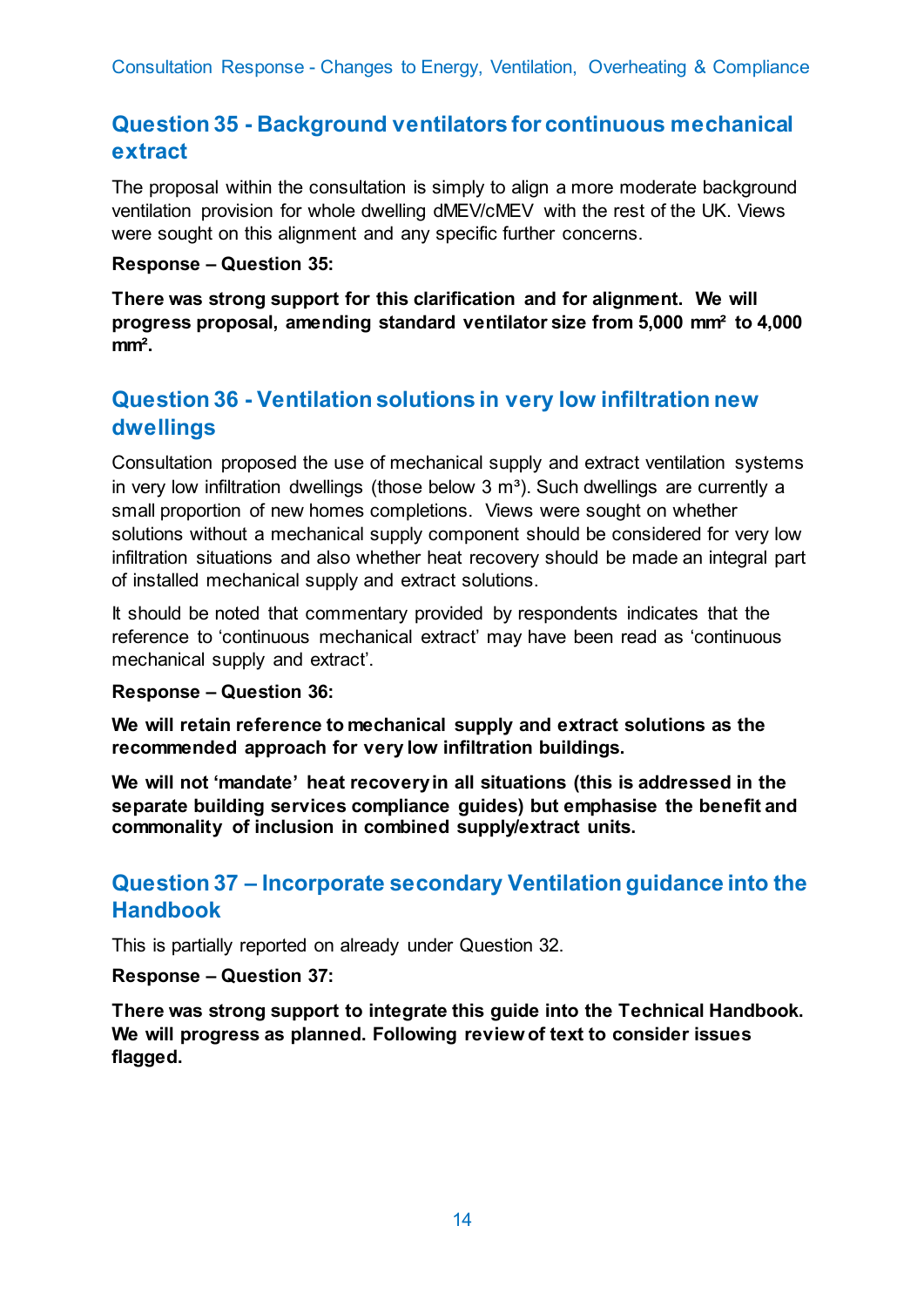## Question 35 - Background ventilators for continuous mechanical extract

The proposal within the consultation is simply to align a more moderate background ventilation provision for whole dwelling dMEV/cMEV with the rest of the UK. Views were sought on this alignment and any specific further concerns.

**Response – Question 35:**

**There was strong support for this clarification and for alignment. We will progress proposal, amending standard ventilator size from 5,000 mm² to 4,000 mm².**

## Question 36 - Ventilation solutions in very low infiltration new dwellings

Consultation proposed the use of mechanical supply and extract ventilation systems in very low infiltration dwellings (those below 3 m³). Such dwellings are currently a small proportion of new homes completions. Views were sought on whether solutions without a mechanical supply component should be considered for very low infiltration situations and also whether heat recovery should be made an integral part of installed mechanical supply and extract solutions.

It should be noted that commentary provided by respondents indicates that the reference to 'continuous mechanical extract' may have been read as 'continuous mechanical supply and extract'.

**Response – Question 36:**

**We will retain reference to mechanical supply and extract solutions as the recommended approach for very low infiltration buildings.**

**We will not 'mandate' heat recovery in all situations (this is addressed in the separate building services compliance guides) but emphasise the benefit and commonality of inclusion in combined supply/extract units.**

## Question 37 – Incorporate secondary Ventilation guidance into the Handbook

This is partially reported on already under Question 32.

**Response – Question 37:**

**There was strong support to integrate this guide into the Technical Handbook. We will progress as planned. Following review of text to consider issues flagged.**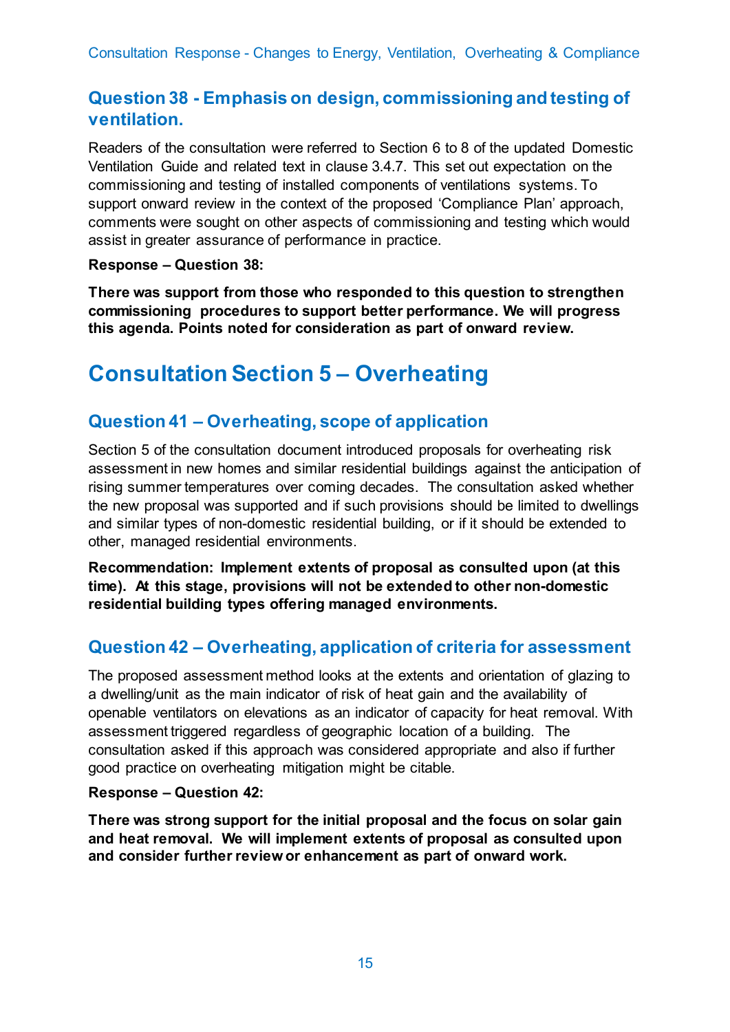### Question 38 - Emphasis on design, commissioning and testing of ventilation.

Readers of the consultation were referred to Section 6 to 8 of the updated Domestic Ventilation Guide and related text in clause 3.4.7. This set out expectation on the commissioning and testing of installed components of ventilations systems. To support onward review in the context of the proposed 'Compliance Plan' approach, comments were sought on other aspects of commissioning and testing which would assist in greater assurance of performance in practice.

**Response – Question 38:**

**There was support from those who responded to this question to strengthen commissioning procedures to support better performance. We will progress this agenda. Points noted for consideration as part of onward review.**

## Consultation Section 5 – Overheating

### Question 41 – Overheating, scope of application

Section 5 of the consultation document introduced proposals for overheating risk assessment in new homes and similar residential buildings against the anticipation of rising summer temperatures over coming decades. The consultation asked whether the new proposal was supported and if such provisions should be limited to dwellings and similar types of non-domestic residential building, or if it should be extended to other, managed residential environments.

**Recommendation: Implement extents of proposal as consulted upon (at this time). At this stage, provisions will not be extended to other non-domestic residential building types offering managed environments.**

### Question 42 – Overheating, application of criteria for assessment

The proposed assessment method looks at the extents and orientation of glazing to a dwelling/unit as the main indicator of risk of heat gain and the availability of openable ventilators on elevations as an indicator of capacity for heat removal. With assessment triggered regardless of geographic location of a building. The consultation asked if this approach was considered appropriate and also if further good practice on overheating mitigation might be citable.

**Response – Question 42:**

**There was strong support for the initial proposal and the focus on solar gain and heat removal. We will implement extents of proposal as consulted upon and consider further review or enhancement as part of onward work.**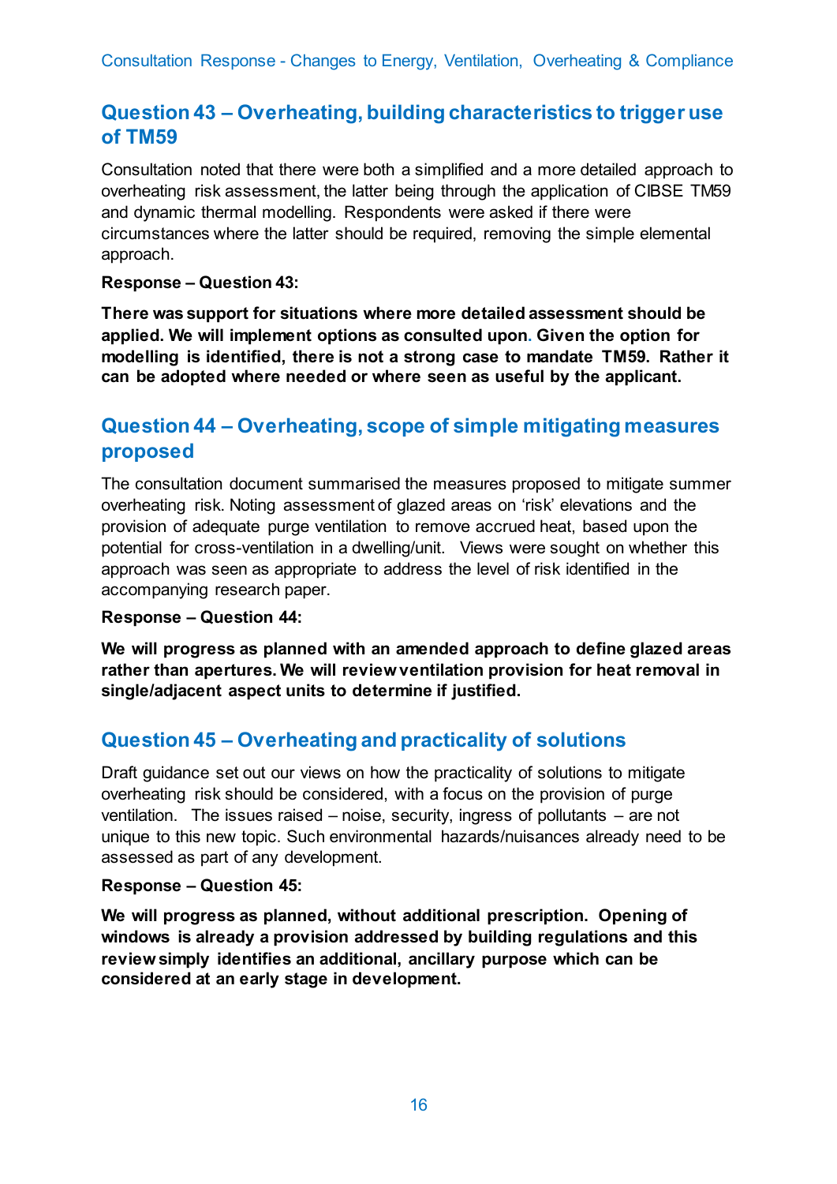## Question 43 – Overheating, building characteristics to trigger use of TM59

Consultation noted that there were both a simplified and a more detailed approach to overheating risk assessment, the latter being through the application of CIBSE TM59 and dynamic thermal modelling. Respondents were asked if there were circumstances where the latter should be required, removing the simple elemental approach.

**Response – Question 43:**

**There was support for situations where more detailed assessment should be applied. We will implement options as consulted upon. Given the option for modelling is identified, there is not a strong case to mandate TM59. Rather it can be adopted where needed or where seen as useful by the applicant.**

## Question 44 – Overheating, scope of simple mitigating measures proposed

The consultation document summarised the measures proposed to mitigate summer overheating risk. Noting assessment of glazed areas on 'risk' elevations and the provision of adequate purge ventilation to remove accrued heat, based upon the potential for cross-ventilation in a dwelling/unit. Views were sought on whether this approach was seen as appropriate to address the level of risk identified in the accompanying research paper.

**Response – Question 44:**

**We will progress as planned with an amended approach to define glazed areas rather than apertures. We will review ventilation provision for heat removal in single/adjacent aspect units to determine if justified.**

## Question 45 – Overheating and practicality of solutions

Draft guidance set out our views on how the practicality of solutions to mitigate overheating risk should be considered, with a focus on the provision of purge ventilation. The issues raised – noise, security, ingress of pollutants – are not unique to this new topic. Such environmental hazards/nuisances already need to be assessed as part of any development.

**Response – Question 45:**

**We will progress as planned, without additional prescription. Opening of windows is already a provision addressed by building regulations and this review simply identifies an additional, ancillary purpose which can be considered at an early stage in development.**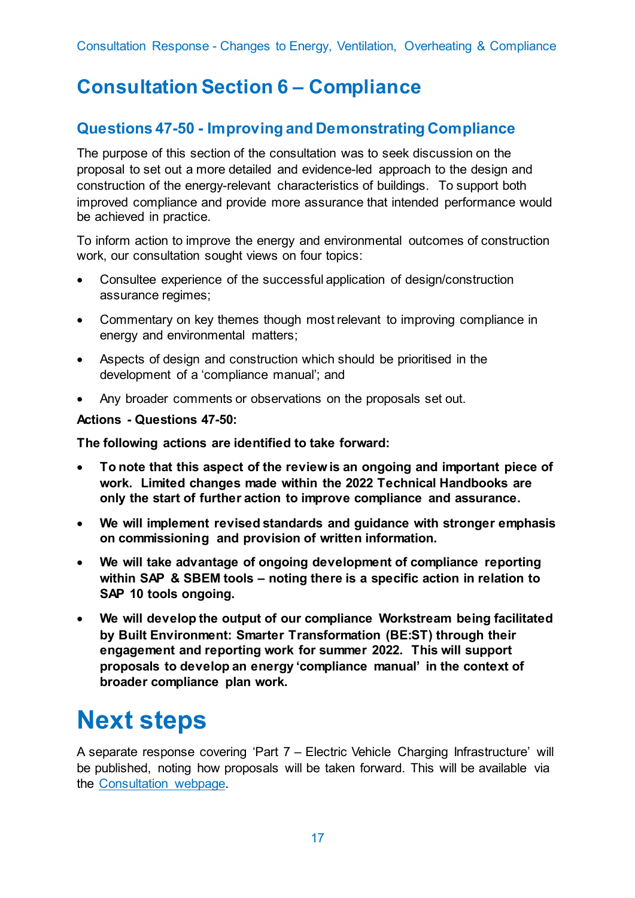# Consultation Section 6 – Compliance

## Questions 47-50 - Improving and Demonstrating Compliance

The purpose of this section of the consultation was to seek discussion on the proposal to set out a more detailed and evidence-led approach to the design and construction of the energy-relevant characteristics of buildings. To support both improved compliance and provide more assurance that intended performance would be achieved in practice.

To inform action to improve the energy and environmental outcomes of construction work, our consultation sought views on four topics:

- Consultee experience of the successful application of design/construction assurance regimes;
- Commentary on key themes though most relevant to improving compliance in energy and environmental matters;
- Aspects of design and construction which should be prioritised in the development of a 'compliance manual'; and
- Any broader comments or observations on the proposals set out.

**Actions - Questions 47-50:**

**The following actions are identified to take forward:**

- **To note that this aspect of the review is an ongoing and important piece of work. Limited changes made within the 2022 Technical Handbooks are only the start of further action to improve compliance and assurance.**
- **We will implement revised standards and guidance with stronger emphasis on commissioning and provision of written information.**
- **We will take advantage of ongoing development of compliance reporting within SAP & SBEM tools – noting there is a specific action in relation to SAP 10 tools ongoing.**
- **We will develop the output of our compliance Workstream being facilitated by Built Environment: Smarter Transformation (BE:ST) through their engagement and reporting work for summer 2022. This will support proposals to develop an energy 'compliance manual' in the context of broader compliance plan work.**

# Next steps

A separate response covering 'Part 7 – Electric Vehicle Charging Infrastructure' will be published, noting how proposals will be taken forward. This will be available via the Consultation webpage.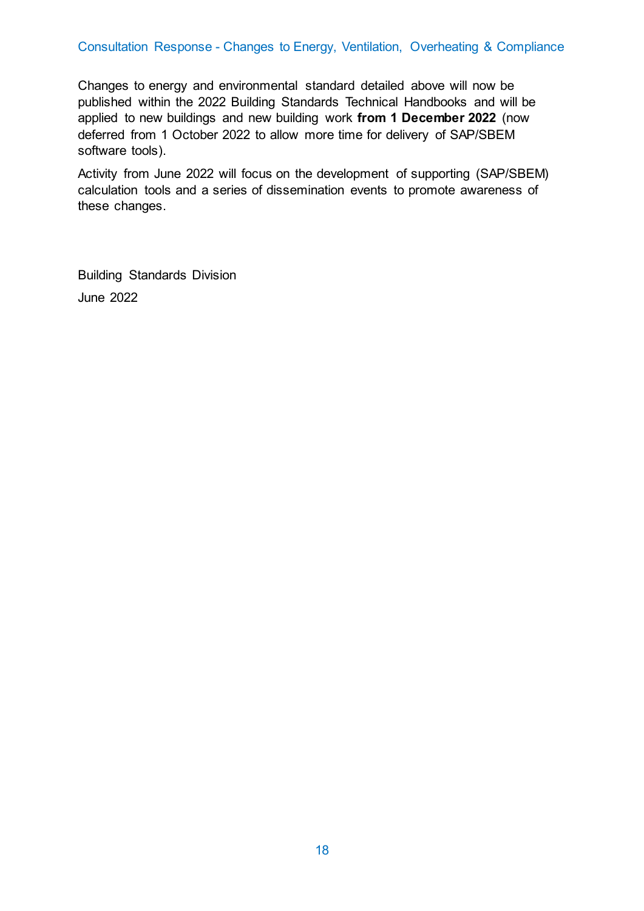Changes to energy and environmental standard detailed above will now be published within the 2022 Building Standards Technical Handbooks and will be applied to new buildings and new building work **from 1 December 2022** (now deferred from 1 October 2022 to allow more time for delivery of SAP/SBEM software tools).

Activity from June 2022 will focus on the development of supporting (SAP/SBEM) calculation tools and a series of dissemination events to promote awareness of these changes.

Building Standards Division

June 2022